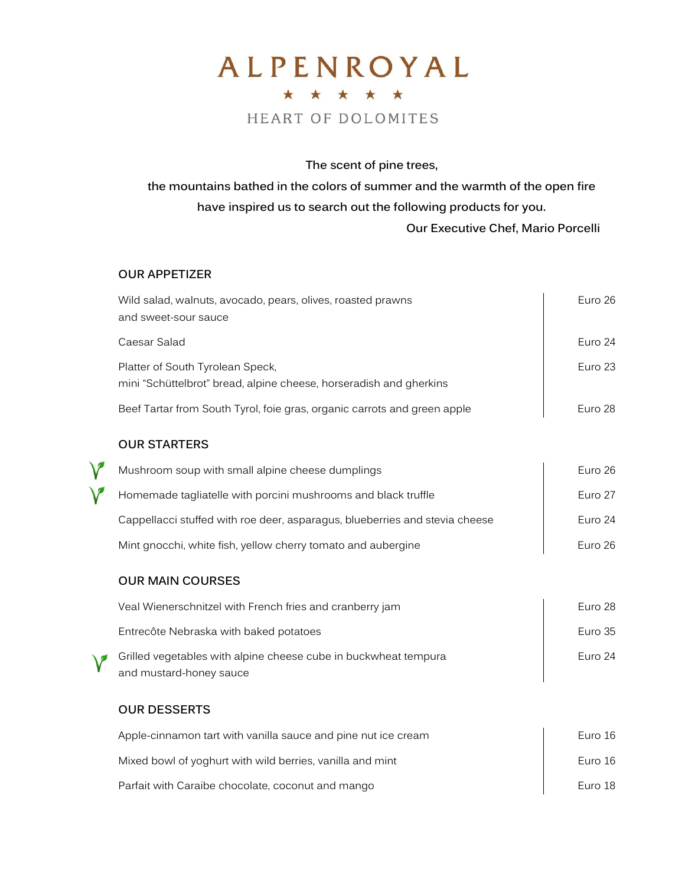# ALPENROYAL

★ ★ ★ ★ ★

HEART OF DOLOMITES

**The scent of pine trees,**
**the mountains bathed in the colors of summer and the warmth of the open fire**
**have inspired us to search out the following products for you.**

**Our Executive Chef, Mario Porcelli**

## OUR APPETIZER

| Dish | Price |
|---|---|
| Wild salad, walnuts, avocado, pears, olives, roasted prawns and sweet-sour sauce | Euro 26 |
| Caesar Salad | Euro 24 |
| Platter of South Tyrolean Speck, mini "Schüttelbrot" bread, alpine cheese, horseradish and gherkins | Euro 23 |
| Beef Tartar from South Tyrol, foie gras, organic carrots and green apple | Euro 28 |

## OUR STARTERS

| Dish | Price |
|---|---|
| Mushroom soup with small alpine cheese dumplings (V) | Euro 26 |
| Homemade tagliatelle with porcini mushrooms and black truffle (V) | Euro 27 |
| Cappellacci stuffed with roe deer, asparagus, blueberries and stevia cheese | Euro 24 |
| Mint gnocchi, white fish, yellow cherry tomato and aubergine | Euro 26 |

## OUR MAIN COURSES

| Dish | Price |
|---|---|
| Veal Wienerschnitzel with French fries and cranberry jam | Euro 28 |
| Entrecôte Nebraska with baked potatoes | Euro 35 |
| Grilled vegetables with alpine cheese cube in buckwheat tempura and mustard-honey sauce (V) | Euro 24 |

## OUR DESSERTS

| Dish | Price |
|---|---|
| Apple-cinnamon tart with vanilla sauce and pine nut ice cream | Euro 16 |
| Mixed bowl of yoghurt with wild berries, vanilla and mint | Euro 16 |
| Parfait with Caraibe chocolate, coconut and mango | Euro 18 |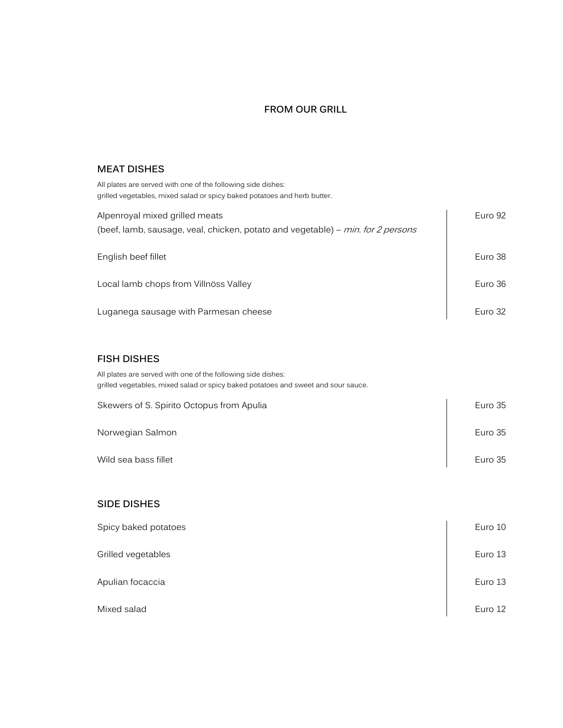# FROM OUR GRILL

## MEAT DISHES

All plates are served with one of the following side dishes:
grilled vegetables, mixed salad or spicy baked potatoes and herb butter.

| | |
|---|---|
| Alpenroyal mixed grilled meats (beef, lamb, sausage, veal, chicken, potato and vegetable) – *min. for 2 persons* | Euro 92 |
| English beef fillet | Euro 38 |
| Local lamb chops from Villnöss Valley | Euro 36 |
| Luganega sausage with Parmesan cheese | Euro 32 |

## FISH DISHES

All plates are served with one of the following side dishes:
grilled vegetables, mixed salad or spicy baked potatoes and sweet and sour sauce.

| | |
|---|---|
| Skewers of S. Spirito Octopus from Apulia | Euro 35 |
| Norwegian Salmon | Euro 35 |
| Wild sea bass fillet | Euro 35 |

## SIDE DISHES

| | |
|---|---|
| Spicy baked potatoes | Euro 10 |
| Grilled vegetables | Euro 13 |
| Apulian focaccia | Euro 13 |
| Mixed salad | Euro 12 |